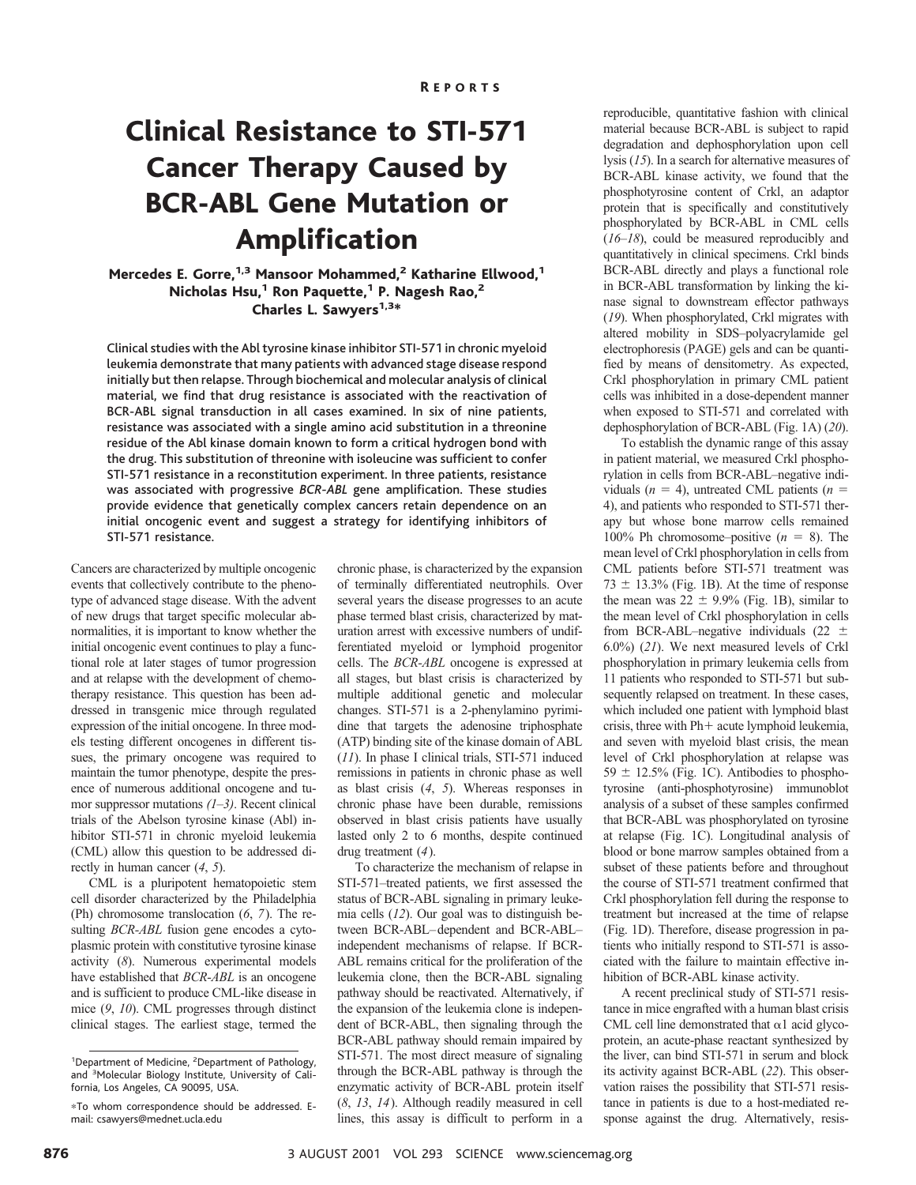REPORTS

# Clinical Resistance to STI-571 Cancer Therapy Caused by BCR-ABL Gene Mutation or Amplification

**Mercedes E. Gorre,[1,3] Mansoor Mohammed,[2] Katharine Ellwood,[1] Nicholas Hsu,[1] Ron Paquette,[1] P. Nagesh Rao,[2] Charles L. Sawyers[1,3]***

**Clinical studies with the Abl tyrosine kinase inhibitor STI-571 in chronic myeloid leukemia demonstrate that many patients with advanced stage disease respond initially but then relapse. Through biochemical and molecular analysis of clinical material, we find that drug resistance is associated with the reactivation of BCR-ABL signal transduction in all cases examined. In six of nine patients, resistance was associated with a single amino acid substitution in a threonine residue of the Abl kinase domain known to form a critical hydrogen bond with the drug. This substitution of threonine with isoleucine was sufficient to confer STI-571 resistance in a reconstitution experiment. In three patients, resistance was associated with progressive *BCR-ABL* gene amplification. These studies provide evidence that genetically complex cancers retain dependence on an initial oncogenic event and suggest a strategy for identifying inhibitors of STI-571 resistance.**

Cancers are characterized by multiple oncogenic events that collectively contribute to the phenotype of advanced stage disease. With the advent of new drugs that target specific molecular abnormalities, it is important to know whether the initial oncogenic event continues to play a functional role at later stages of tumor progression and at relapse with the development of chemotherapy resistance. This question has been addressed in transgenic mice through regulated expression of the initial oncogene. In three models testing different oncogenes in different tissues, the primary oncogene was required to maintain the tumor phenotype, despite the presence of numerous additional oncogene and tumor suppressor mutations *(1–3)*. Recent clinical trials of the Abelson tyrosine kinase (Abl) inhibitor STI-571 in chronic myeloid leukemia (CML) allow this question to be addressed directly in human cancer (*4*, *5*).

CML is a pluripotent hematopoietic stem cell disorder characterized by the Philadelphia (Ph) chromosome translocation (*6*, *7*). The resulting *BCR-ABL* fusion gene encodes a cytoplasmic protein with constitutive tyrosine kinase activity (*8*). Numerous experimental models have established that *BCR-ABL* is an oncogene and is sufficient to produce CML-like disease in mice (*9*, *10*). CML progresses through distinct clinical stages. The earliest stage, termed the chronic phase, is characterized by the expansion of terminally differentiated neutrophils. Over several years the disease progresses to an acute phase termed blast crisis, characterized by maturation arrest with excessive numbers of undifferentiated myeloid or lymphoid progenitor cells. The *BCR-ABL* oncogene is expressed at all stages, but blast crisis is characterized by multiple additional genetic and molecular changes. STI-571 is a 2-phenylamino pyrimidine that targets the adenosine triphosphate (ATP) binding site of the kinase domain of ABL (*11*). In phase I clinical trials, STI-571 induced remissions in patients in chronic phase as well as blast crisis (*4*, *5*). Whereas responses in chronic phase have been durable, remissions observed in blast crisis patients have usually lasted only 2 to 6 months, despite continued drug treatment (*4*).

To characterize the mechanism of relapse in STI-571–treated patients, we first assessed the status of BCR-ABL signaling in primary leukemia cells (*12*). Our goal was to distinguish between BCR-ABL–dependent and BCR-ABL–independent mechanisms of relapse. If BCR-ABL remains critical for the proliferation of the leukemia clone, then the BCR-ABL signaling pathway should be reactivated. Alternatively, if the expansion of the leukemia clone is independent of BCR-ABL, then signaling through the BCR-ABL pathway should remain impaired by STI-571. The most direct measure of signaling through the BCR-ABL pathway is through the enzymatic activity of BCR-ABL protein itself (*8*, *13*, *14*). Although readily measured in cell lines, this assay is difficult to perform in a reproducible, quantitative fashion with clinical material because BCR-ABL is subject to rapid degradation and dephosphorylation upon cell lysis (*15*). In a search for alternative measures of BCR-ABL kinase activity, we found that the phosphotyrosine content of Crkl, an adaptor protein that is specifically and constitutively phosphorylated by BCR-ABL in CML cells (*16–18*), could be measured reproducibly and quantitatively in clinical specimens. Crkl binds BCR-ABL directly and plays a functional role in BCR-ABL transformation by linking the kinase signal to downstream effector pathways (*19*). When phosphorylated, Crkl migrates with altered mobility in SDS–polyacrylamide gel electrophoresis (PAGE) gels and can be quantified by means of densitometry. As expected, Crkl phosphorylation in primary CML patient cells was inhibited in a dose-dependent manner when exposed to STI-571 and correlated with dephosphorylation of BCR-ABL (Fig. 1A) (*20*).

To establish the dynamic range of this assay in patient material, we measured Crkl phosphorylation in cells from BCR-ABL–negative individuals ($n = 4$), untreated CML patients ($n = 4$), and patients who responded to STI-571 therapy but whose bone marrow cells remained 100% Ph chromosome–positive ($n = 8$). The mean level of Crkl phosphorylation in cells from CML patients before STI-571 treatment was $73 \pm 13.3\%$ (Fig. 1B). At the time of response the mean was $22 \pm 9.9\%$ (Fig. 1B), similar to the mean level of Crkl phosphorylation in cells from BCR-ABL–negative individuals ($22 \pm 6.0\%$) (*21*). We next measured levels of Crkl phosphorylation in primary leukemia cells from 11 patients who responded to STI-571 but subsequently relapsed on treatment. In these cases, which included one patient with lymphoid blast crisis, three with Ph+ acute lymphoid leukemia, and seven with myeloid blast crisis, the mean level of Crkl phosphorylation at relapse was $59 \pm 12.5\%$ (Fig. 1C). Antibodies to phosphotyrosine (anti-phosphotyrosine) immunoblot analysis of a subset of these samples confirmed that BCR-ABL was phosphorylated on tyrosine at relapse (Fig. 1C). Longitudinal analysis of blood or bone marrow samples obtained from a subset of these patients before and throughout the course of STI-571 treatment confirmed that Crkl phosphorylation fell during the response to treatment but increased at the time of relapse (Fig. 1D). Therefore, disease progression in patients who initially respond to STI-571 is associated with the failure to maintain effective inhibition of BCR-ABL kinase activity.

A recent preclinical study of STI-571 resistance in mice engrafted with a human blast crisis CML cell line demonstrated that α1 acid glycoprotein, an acute-phase reactant synthesized by the liver, can bind STI-571 in serum and block its activity against BCR-ABL (*22*). This observation raises the possibility that STI-571 resistance in patients is due to a host-mediated response against the drug. Alternatively, resis-

[1]Department of Medicine, [2]Department of Pathology, and [3]Molecular Biology Institute, University of California, Los Angeles, CA 90095, USA.

*To whom correspondence should be addressed. E-mail: csawyers@mednet.ucla.edu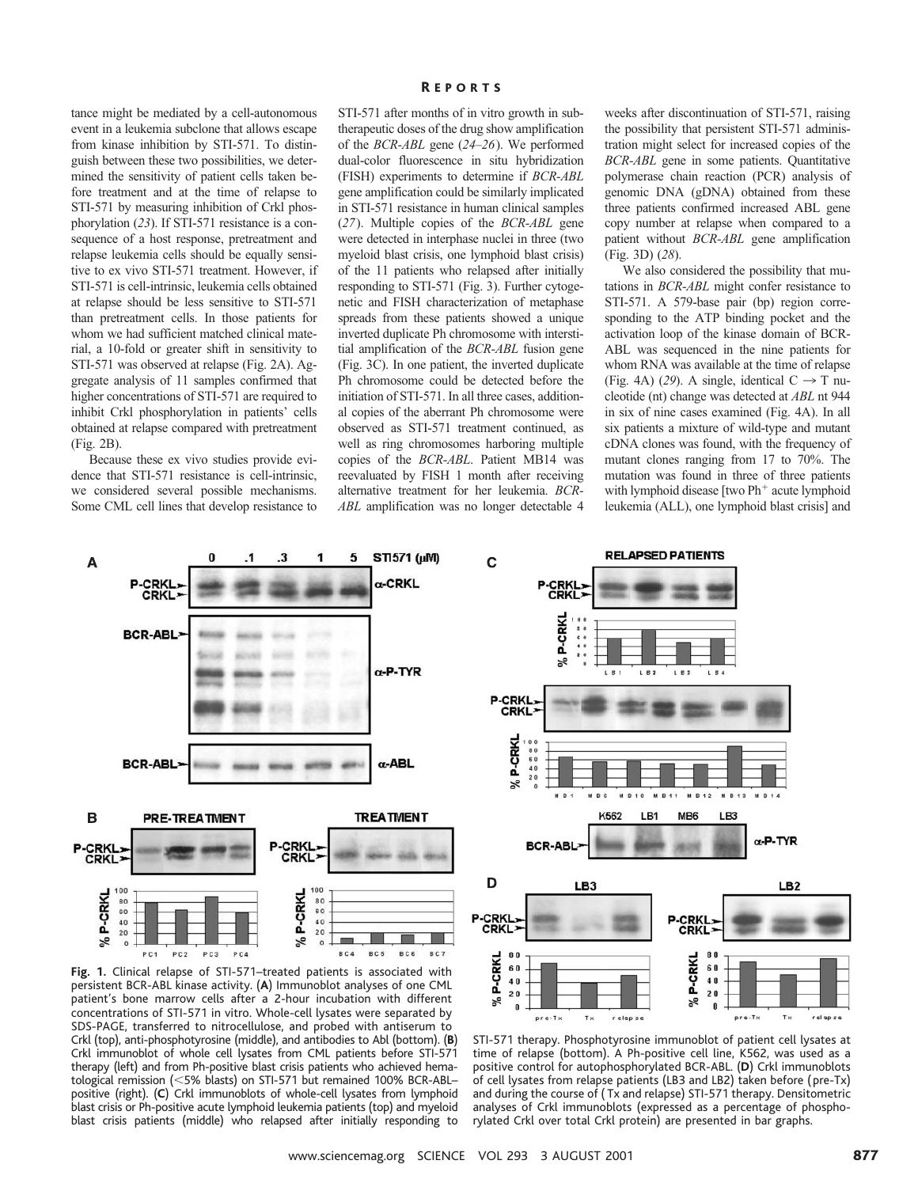tance might be mediated by a cell-autonomous event in a leukemia subclone that allows escape from kinase inhibition by STI-571. To distinguish between these two possibilities, we determined the sensitivity of patient cells taken before treatment and at the time of relapse to STI-571 by measuring inhibition of Crkl phosphorylation (*23*). If STI-571 resistance is a consequence of a host response, pretreatment and relapse leukemia cells should be equally sensitive to ex vivo STI-571 treatment. However, if STI-571 is cell-intrinsic, leukemia cells obtained at relapse should be less sensitive to STI-571 than pretreatment cells. In those patients for whom we had sufficient matched clinical material, a 10-fold or greater shift in sensitivity to STI-571 was observed at relapse (Fig. 2A). Aggregate analysis of 11 samples confirmed that higher concentrations of STI-571 are required to inhibit Crkl phosphorylation in patients' cells obtained at relapse compared with pretreatment (Fig. 2B).

Because these ex vivo studies provide evidence that STI-571 resistance is cell-intrinsic, we considered several possible mechanisms. Some CML cell lines that develop resistance to STI-571 after months of in vitro growth in subtherapeutic doses of the drug show amplification of the *BCR-ABL* gene (*24–26*). We performed dual-color fluorescence in situ hybridization (FISH) experiments to determine if *BCR-ABL* gene amplification could be similarly implicated in STI-571 resistance in human clinical samples (*27*). Multiple copies of the *BCR-ABL* gene were detected in interphase nuclei in three (two myeloid blast crisis, one lymphoid blast crisis) of the 11 patients who relapsed after initially responding to STI-571 (Fig. 3). Further cytogenetic and FISH characterization of metaphase spreads from these patients showed a unique inverted duplicate Ph chromosome with interstitial amplification of the *BCR-ABL* fusion gene (Fig. 3C). In one patient, the inverted duplicate Ph chromosome could be detected before the initiation of STI-571. In all three cases, additional copies of the aberrant Ph chromosome were observed as STI-571 treatment continued, as well as ring chromosomes harboring multiple copies of the *BCR-ABL*. Patient MB14 was reevaluated by FISH 1 month after receiving alternative treatment for her leukemia. *BCR-ABL* amplification was no longer detectable 4 weeks after discontinuation of STI-571, raising the possibility that persistent STI-571 administration might select for increased copies of the *BCR-ABL* gene in some patients. Quantitative polymerase chain reaction (PCR) analysis of genomic DNA (gDNA) obtained from these three patients confirmed increased ABL gene copy number at relapse when compared to a patient without *BCR-ABL* gene amplification (Fig. 3D) (*28*).

We also considered the possibility that mutations in *BCR-ABL* might confer resistance to STI-571. A 579-base pair (bp) region corresponding to the ATP binding pocket and the activation loop of the kinase domain of BCR-ABL was sequenced in the nine patients for whom RNA was available at the time of relapse (Fig. 4A) (*29*). A single, identical C → T nucleotide (nt) change was detected at *ABL* nt 944 in six of nine cases examined (Fig. 4A). In all six patients a mixture of wild-type and mutant cDNA clones was found, with the frequency of mutant clones ranging from 17 to 70%. The mutation was found in three of three patients with lymphoid disease [two Ph$^{+}$ acute lymphoid leukemia (ALL), one lymphoid blast crisis] and

**Fig. 1.** Clinical relapse of STI-571–treated patients is associated with persistent BCR-ABL kinase activity. (**A**) Immunoblot analyses of one CML patient's bone marrow cells after a 2-hour incubation with different concentrations of STI-571 in vitro. Whole-cell lysates were separated by SDS-PAGE, transferred to nitrocellulose, and probed with antiserum to Crkl (top), anti-phosphotyrosine (middle), and antibodies to Abl (bottom). (**B**) Crkl immunoblot of whole cell lysates from CML patients before STI-571 therapy (left) and from Ph-positive blast crisis patients who achieved hematological remission (<5% blasts) on STI-571 but remained 100% BCR-ABL–positive (right). (**C**) Crkl immunoblots of whole-cell lysates from lymphoid blast crisis or Ph-positive acute lymphoid leukemia patients (top) and myeloid blast crisis patients (middle) who relapsed after initially responding to STI-571 therapy. Phosphotyrosine immunoblot of patient cell lysates at time of relapse (bottom). A Ph-positive cell line, K562, was used as a positive control for autophosphorylated BCR-ABL. (**D**) Crkl immunoblots of cell lysates from relapse patients (LB3 and LB2) taken before (pre-Tx) and during the course of (Tx and relapse) STI-571 therapy. Densitometric analyses of Crkl immunoblots (expressed as a percentage of phosphorylated Crkl over total Crkl protein) are presented in bar graphs.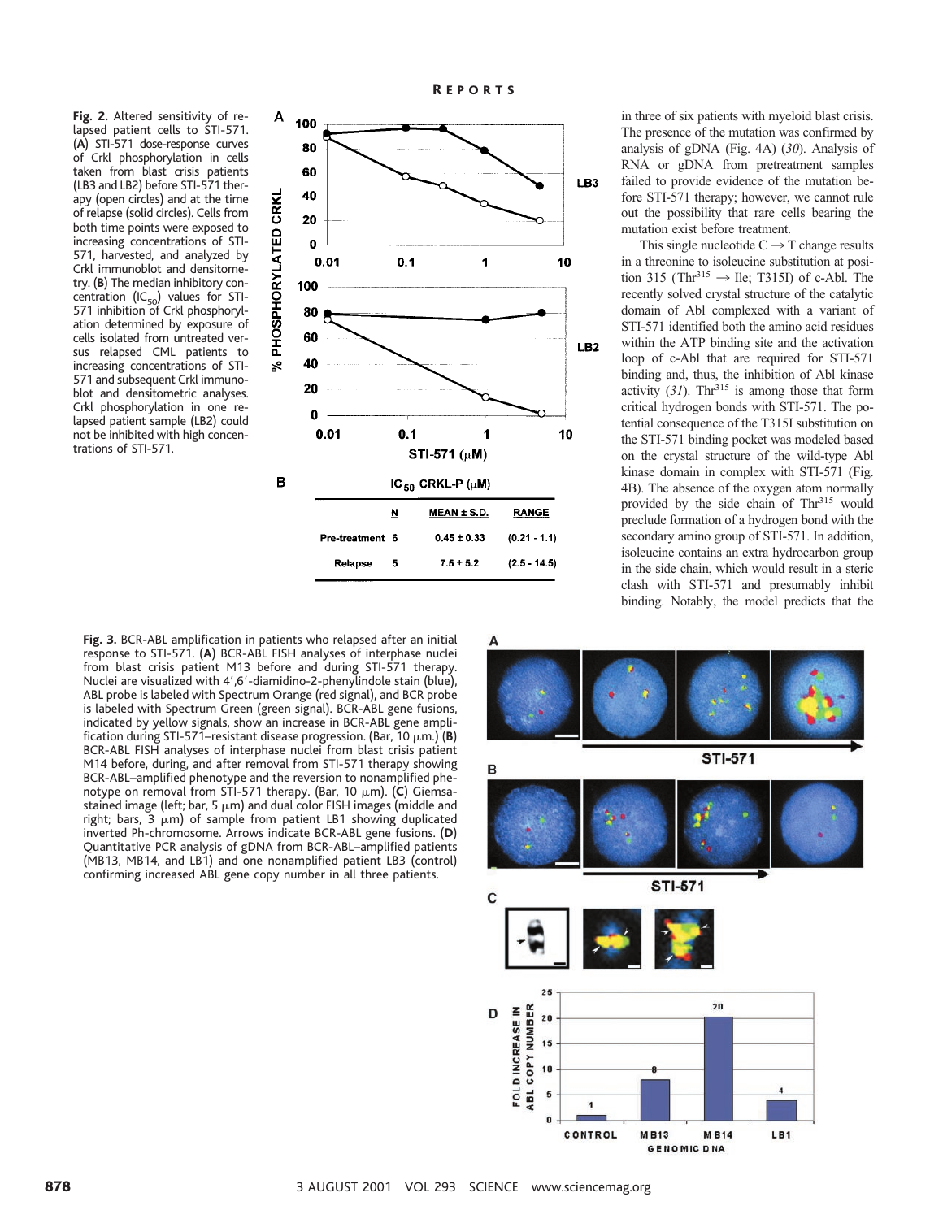**Fig. 2.** Altered sensitivity of relapsed patient cells to STI-571. (**A**) STI-571 dose-response curves of Crkl phosphorylation in cells taken from blast crisis patients (LB3 and LB2) before STI-571 therapy (open circles) and at the time of relapse (solid circles). Cells from both time points were exposed to increasing concentrations of STI-571, harvested, and analyzed by Crkl immunoblot and densitometry. (**B**) The median inhibitory concentration ($IC_{50}$) values for STI-571 inhibition of Crkl phosphorylation determined by exposure of cells isolated from untreated versus relapsed CML patients to increasing concentrations of STI-571 and subsequent Crkl immunoblot and densitometric analyses. Crkl phosphorylation in one relapsed patient sample (LB2) could not be inhibited with high concentrations of STI-571.

$IC_{50}$ CRKL-P (μM)

| | N | MEAN ± S.D. | RANGE |
|---|---|---|---|
| Pre-treatment | 6 | 0.45 ± 0.33 | (0.21 - 1.1) |
| Relapse | 5 | 7.5 ± 5.2 | (2.5 - 14.5) |

in three of six patients with myeloid blast crisis. The presence of the mutation was confirmed by analysis of gDNA (Fig. 4A) (*30*). Analysis of RNA or gDNA from pretreatment samples failed to provide evidence of the mutation before STI-571 therapy; however, we cannot rule out the possibility that rare cells bearing the mutation exist before treatment.

This single nucleotide C → T change results in a threonine to isoleucine substitution at position 315 ($Thr^{315}$ → Ile; T315I) of c-Abl. The recently solved crystal structure of the catalytic domain of Abl complexed with a variant of STI-571 identified both the amino acid residues within the ATP binding site and the activation loop of c-Abl that are required for STI-571 binding and, thus, the inhibition of Abl kinase activity (*31*). $Thr^{315}$ is among those that form critical hydrogen bonds with STI-571. The potential consequence of the T315I substitution on the STI-571 binding pocket was modeled based on the crystal structure of the wild-type Abl kinase domain in complex with STI-571 (Fig. 4B). The absence of the oxygen atom normally provided by the side chain of $Thr^{315}$ would preclude formation of a hydrogen bond with the secondary amino group of STI-571. In addition, isoleucine contains an extra hydrocarbon group in the side chain, which would result in a steric clash with STI-571 and presumably inhibit binding. Notably, the model predicts that the

**Fig. 3.** BCR-ABL amplification in patients who relapsed after an initial response to STI-571. (**A**) BCR-ABL FISH analyses of interphase nuclei from blast crisis patient M13 before and during STI-571 therapy. Nuclei are visualized with 4′,6′-diamidino-2-phenylindole stain (blue), ABL probe is labeled with Spectrum Orange (red signal), and BCR probe is labeled with Spectrum Green (green signal). BCR-ABL gene fusions, indicated by yellow signals, show an increase in BCR-ABL gene amplification during STI-571–resistant disease progression. (Bar, 10 μm.) (**B**) BCR-ABL FISH analyses of interphase nuclei from blast crisis patient M14 before, during, and after removal from STI-571 therapy showing BCR-ABL–amplified phenotype and the reversion to nonamplified phenotype on removal from STI-571 therapy. (Bar, 10 μm). (**C**) Giemsa-stained image (left; bar, 5 μm) and dual color FISH images (middle and right; bars, 3 μm) of sample from patient LB1 showing duplicated inverted Ph-chromosome. Arrows indicate BCR-ABL gene fusions. (**D**) Quantitative PCR analysis of gDNA from BCR-ABL–amplified patients (MB13, MB14, and LB1) and one nonamplified patient LB3 (control) confirming increased ABL gene copy number in all three patients.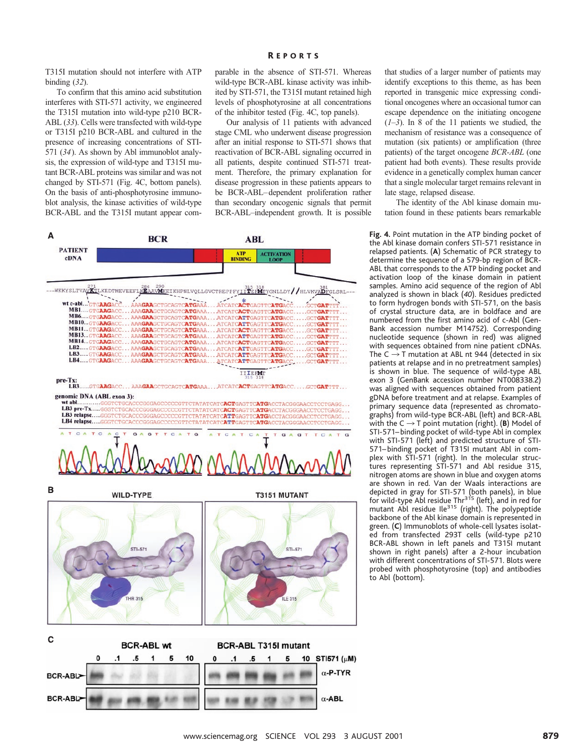T315I mutation should not interfere with ATP binding (32).

To confirm that this amino acid substitution interferes with STI-571 activity, we engineered the T315I mutation into wild-type p210 BCR-ABL (33). Cells were transfected with wild-type or T315I p210 BCR-ABL and cultured in the presence of increasing concentrations of STI-571 (34). As shown by Abl immunoblot analysis, the expression of wild-type and T315I mutant BCR-ABL proteins was similar and was not changed by STI-571 (Fig. 4C, bottom panels). On the basis of anti-phosphotyrosine immunoblot analysis, the kinase activities of wild-type BCR-ABL and the T315I mutant appear comparable in the absence of STI-571. Whereas wild-type BCR-ABL kinase activity was inhibited by STI-571, the T315I mutant retained high levels of phosphotyrosine at all concentrations of the inhibitor tested (Fig. 4C, top panels).

Our analysis of 11 patients with advanced stage CML who underwent disease progression after an initial response to STI-571 shows that reactivation of BCR-ABL signaling occurred in all patients, despite continued STI-571 treatment. Therefore, the primary explanation for disease progression in these patients appears to be BCR-ABL–dependent proliferation rather than secondary oncogenic signals that permit BCR-ABL–independent growth. It is possible that studies of a larger number of patients may identify exceptions to this theme, as has been reported in transgenic mice expressing conditional oncogenes where an occasional tumor can escape dependence on the initiating oncogene (1–3). In 8 of the 11 patients we studied, the mechanism of resistance was a consequence of mutation (six patients) or amplification (three patients) of the target oncogene *BCR-ABL* (one patient had both events). These results provide evidence in a genetically complex human cancer that a single molecular target remains relevant in late stage, relapsed disease.

The identity of the Abl kinase domain mutation found in these patients bears remarkable

**Fig. 4.** Point mutation in the ATP binding pocket of the Abl kinase domain confers STI-571 resistance in relapsed patients. (**A**) Schematic of PCR strategy to determine the sequence of a 579-bp region of BCR-ABL that corresponds to the ATP binding pocket and activation loop of the kinase domain in patient samples. Amino acid sequence of the region of Abl analyzed is shown in black (40). Residues predicted to form hydrogen bonds with STI-571, on the basis of crystal structure data, are in boldface and are numbered from the first amino acid of c-Abl (GenBank accession number M14752). Corresponding nucleotide sequence (shown in red) was aligned with sequences obtained from nine patient cDNAs. The C → T mutation at ABL nt 944 (detected in six patients at relapse and in no pretreatment samples) is shown in blue. The sequence of wild-type ABL exon 3 (GenBank accession number NT008338.2) was aligned with sequences obtained from patient gDNA before treatment and at relapse. Examples of primary sequence data (represented as chromatographs) from wild-type BCR-ABL (left) and BCR-ABL with the C → T point mutation (right). (**B**) Model of STI-571–binding pocket of wild-type Abl in complex with STI-571 (left) and predicted structure of STI-571–binding pocket of T315I mutant Abl in complex with STI-571 (right). In the molecular structures representing STI-571 and Abl residue 315, nitrogen atoms are shown in blue and oxygen atoms are shown in red. Van der Waals interactions are depicted in gray for STI-571 (both panels), in blue for wild-type Abl residue $Thr^{315}$ (left), and in red for mutant Abl residue $Ile^{315}$ (right). The polypeptide backbone of the Abl kinase domain is represented in green. (**C**) Immunoblots of whole-cell lysates isolated from transfected 293T cells (wild-type p210 BCR-ABL shown in left panels and T315I mutant shown in right panels) after a 2-hour incubation with different concentrations of STI-571. Blots were probed with phosphotyrosine (top) and antibodies to Abl (bottom).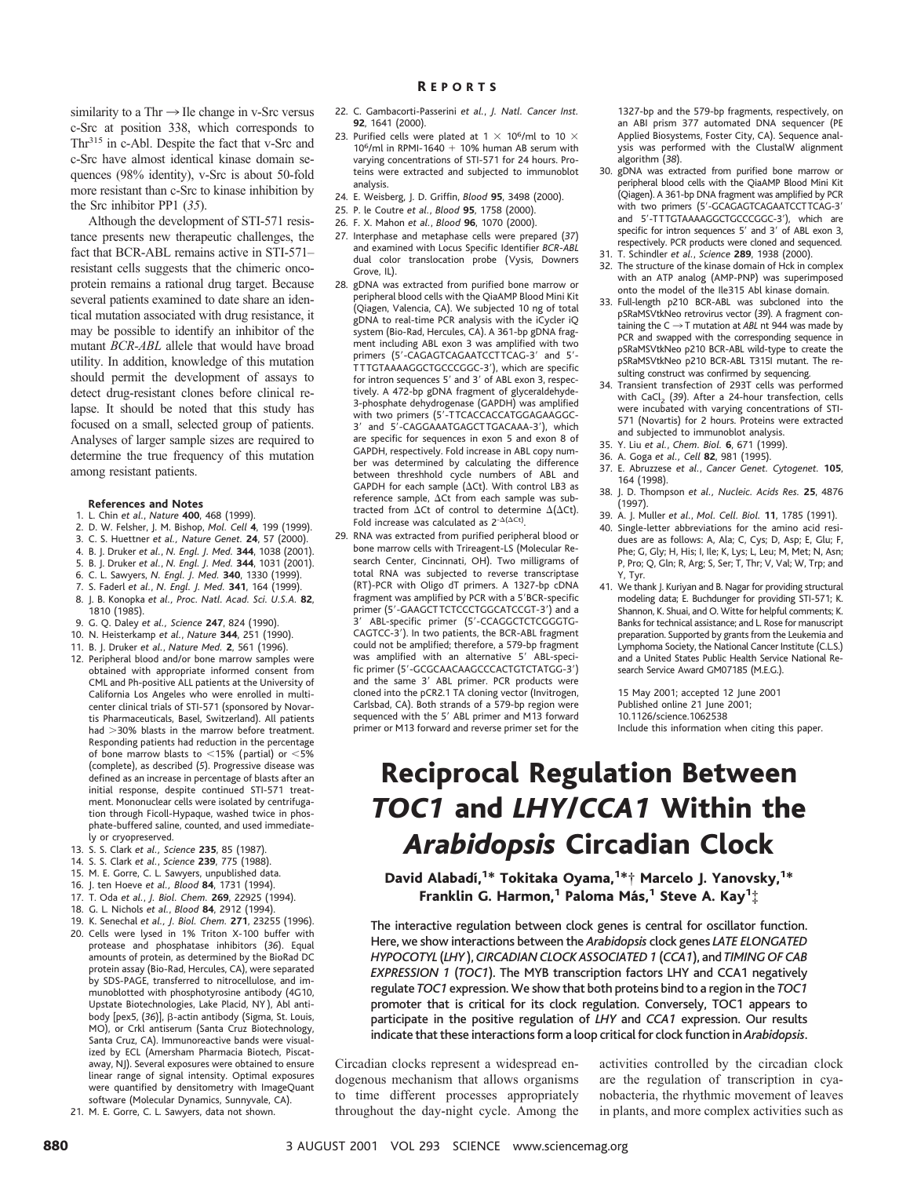similarity to a Thr → Ile change in v-Src versus c-Src at position 338, which corresponds to Thr[315] in c-Abl. Despite the fact that v-Src and c-Src have almost identical kinase domain sequences (98% identity), v-Src is about 50-fold more resistant than c-Src to kinase inhibition by the Src inhibitor PP1 (*35*).

Although the development of STI-571 resistance presents new therapeutic challenges, the fact that BCR-ABL remains active in STI-571–resistant cells suggests that the chimeric oncoprotein remains a rational drug target. Because several patients examined to date share an identical mutation associated with drug resistance, it may be possible to identify an inhibitor of the mutant *BCR-ABL* allele that would have broad utility. In addition, knowledge of this mutation should permit the development of assays to detect drug-resistant clones before clinical relapse. It should be noted that this study has focused on a small, selected group of patients. Analyses of larger sample sizes are required to determine the true frequency of this mutation among resistant patients.

### References and Notes

1. L. Chin *et al.*, *Nature* **400**, 468 (1999).
2. D. W. Felsher, J. M. Bishop, *Mol. Cell* **4**, 199 (1999).
3. C. S. Huettner *et al.*, *Nature Genet.* **24**, 57 (2000).
4. B. J. Druker *et al.*, *N. Engl. J. Med.* **344**, 1038 (2001).
5. B. J. Druker *et al.*, *N. Engl. J. Med.* **344**, 1031 (2001).
6. C. L. Sawyers, *N. Engl. J. Med.* **340**, 1330 (1999).
7. S. Faderl *et al.*, *N. Engl. J. Med.* **341**, 164 (1999).
8. J. B. Konopka *et al.*, *Proc. Natl. Acad. Sci. U.S.A.* **82**, 1810 (1985).
9. G. Q. Daley *et al.*, *Science* **247**, 824 (1990).
10. N. Heisterkamp *et al.*, *Nature* **344**, 251 (1990).
11. B. J. Druker *et al.*, *Nature Med.* **2**, 561 (1996).
12. Peripheral blood and/or bone marrow samples were obtained with appropriate informed consent from CML and Ph-positive ALL patients at the University of California Los Angeles who were enrolled in multicenter clinical trials of STI-571 (sponsored by Novartis Pharmaceuticals, Basel, Switzerland). All patients had >30% blasts in the marrow before treatment. Responding patients had reduction in the percentage of bone marrow blasts to <15% (partial) or <5% (complete), as described (*5*). Progressive disease was defined as an increase in percentage of blasts after an initial response, despite continued STI-571 treatment. Mononuclear cells were isolated by centrifugation through Ficoll-Hypaque, washed twice in phosphate-buffered saline, counted, and used immediately or cryopreserved.
13. S. S. Clark *et al.*, *Science* **235**, 85 (1987).
14. S. S. Clark *et al.*, *Science* **239**, 775 (1988).
15. M. E. Gorre, C. L. Sawyers, unpublished data.
16. J. ten Hoeve *et al.*, *Blood* **84**, 1731 (1994).
17. T. Oda *et al.*, *J. Biol. Chem.* **269**, 22925 (1994).
18. G. L. Nichols *et al.*, *Blood* **84**, 2912 (1994).
19. K. Senechal *et al.*, *J. Biol. Chem.* **271**, 23255 (1996).
20. Cells were lysed in 1% Triton X-100 buffer with protease and phosphatase inhibitors (*36*). Equal amounts of protein, as determined by the BioRad DC protein assay (Bio-Rad, Hercules, CA), were separated by SDS-PAGE, transferred to nitrocellulose, and immunoblotted with phosphotyrosine antibody (4G10, Upstate Biotechnologies, Lake Placid, NY), Abl antibody [pex5, (*36*)], β-actin antibody (Sigma, St. Louis, MO), or Crkl antiserum (Santa Cruz Biotechnology, Santa Cruz, CA). Immunoreactive bands were visualized by ECL (Amersham Pharmacia Biotech, Piscataway, NJ). Several exposures were obtained to ensure linear range of signal intensity. Optimal exposures were quantified by densitometry with ImageQuant software (Molecular Dynamics, Sunnyvale, CA).
21. M. E. Gorre, C. L. Sawyers, data not shown.
22. C. Gambacorti-Passerini *et al.*, *J. Natl. Cancer Inst.* **92**, 1641 (2000).
23. Purified cells were plated at $1 \times 10^6$/ml to $10 \times 10^6$/ml in RPMI-1640 + 10% human AB serum with varying concentrations of STI-571 for 24 hours. Proteins were extracted and subjected to immunoblot analysis.
24. E. Weisberg, J. D. Griffin, *Blood* **95**, 3498 (2000).
25. P. le Coutre *et al.*, *Blood* **95**, 1758 (2000).
26. F. X. Mahon *et al.*, *Blood* **96**, 1070 (2000).
27. Interphase and metaphase cells were prepared (*37*) and examined with Locus Specific Identifier *BCR-ABL* dual color translocation probe (Vysis, Downers Grove, IL).
28. gDNA was extracted from purified bone marrow or peripheral blood cells with the QiaAMP Blood Mini Kit (Qiagen, Valencia, CA). We subjected 10 ng of total gDNA to real-time PCR analysis with the iCycler iQ system (Bio-Rad, Hercules, CA). A 361-bp gDNA fragment including ABL exon 3 was amplified with two primers (5′-CAGAGTCAGAATCCTTCAG-3′ and 5′-TTTGTAAAAGGCTGCCCGGC-3′), which are specific for intron sequences 5′ and 3′ of ABL exon 3, respectively. A 472-bp gDNA fragment of glyceraldehyde-3-phosphate dehydrogenase (GAPDH) was amplified with two primers (5′-TTCACCACCATGGAGAAGGC-3′ and 5′-CAGGAAATGAGCTTGACAAA-3′), which are specific for sequences in exon 5 and exon 8 of GAPDH, respectively. Fold increase in ABL copy number was determined by calculating the difference between threshhold cycle numbers of ABL and GAPDH for each sample (ΔCt). With control LB3 as reference sample, ΔCt from each sample was subtracted from ΔCt of control to determine Δ(ΔCt). Fold increase was calculated as $2^{-\Delta(\Delta Ct)}$.
29. RNA was extracted from purified peripheral blood or bone marrow cells with Trireagent-LS (Molecular Research Center, Cincinnati, OH). Two milligrams of total RNA was subjected to reverse transcriptase (RT)-PCR with Oligo dT primers. A 1327-bp cDNA fragment was amplified by PCR with a 5′BCR-specific primer (5′-GAAGCTTCTCCCTGGCATCCGT-3′) and a 3′ ABL-specific primer (5′-CCAGGCTCTCGGGTG-CAGTCC-3′). In two patients, the BCR-ABL fragment could not be amplified; therefore, a 579-bp fragment was amplified with an alternative 5′ ABL-specific primer (5′-GCGCAACAAGCCCACTGTCTATGG-3′) and the same 3′ ABL primer. PCR products were cloned into the pCR2.1 TA cloning vector (Invitrogen, Carlsbad, CA). Both strands of a 579-bp region were sequenced with the 5′ ABL primer and M13 forward primer or M13 forward and reverse primer set for the 1327-bp and the 579-bp fragments, respectively, on an ABI prism 377 automated DNA sequencer (PE Applied Biosystems, Foster City, CA). Sequence analysis was performed with the ClustalW alignment algorithm (*38*).
30. gDNA was extracted from purified bone marrow or peripheral blood cells with the QiaAMP Blood Mini Kit (Qiagen). A 361-bp DNA fragment was amplified by PCR with two primers (5′-GCAGAGTCAGAATCCTTCAG-3′ and 5′-TTTGTAAAAGGCTGCCCGGC-3′), which are specific for intron sequences 5′ and 3′ of ABL exon 3, respectively. PCR products were cloned and sequenced.
31. T. Schindler *et al.*, *Science* **289**, 1938 (2000).
32. The structure of the kinase domain of Hck in complex with an ATP analog (AMP-PNP) was superimposed onto the model of the Ile315 Abl kinase domain.
33. Full-length p210 BCR-ABL was subcloned into the pSRaMSVtkNeo retrovirus vector (*39*). A fragment containing the C → T mutation at *ABL* nt 944 was made by PCR and swapped with the corresponding sequence in pSRaMSVtkNeo p210 BCR-ABL wild-type to create the pSRaMSVtkNeo p210 BCR-ABL T315I mutant. The resulting construct was confirmed by sequencing.
34. Transient transfection of 293T cells was performed with $CaCl_2$ (*39*). After a 24-hour transfection, cells were incubated with varying concentrations of STI-571 (Novartis) for 2 hours. Proteins were extracted and subjected to immunoblot analysis.
35. Y. Liu *et al.*, *Chem. Biol.* **6**, 671 (1999).
36. A. Goga *et al.*, *Cell* **82**, 981 (1995).
37. E. Abruzzese *et al.*, *Cancer Genet. Cytogenet.* **105**, 164 (1998).
38. J. D. Thompson *et al.*, *Nucleic. Acids Res.* **25**, 4876 (1997).
39. A. J. Muller *et al.*, *Mol. Cell. Biol.* **11**, 1785 (1991).
40. Single-letter abbreviations for the amino acid residues are as follows: A, Ala; C, Cys; D, Asp; E, Glu; F, Phe; G, Gly; H, His; I, Ile; K, Lys; L, Leu; M, Met; N, Asn; P, Pro; Q, Gln; R, Arg; S, Ser; T, Thr; V, Val; W, Trp; and Y, Tyr.
41. We thank J. Kuriyan and B. Nagar for providing structural modeling data; E. Buchdunger for providing STI-571; K. Shannon, K. Shuai, and O. Witte for helpful comments; K. Banks for technical assistance; and L. Rose for manuscript preparation. Supported by grants from the Leukemia and Lymphoma Society, the National Cancer Institute (C.L.S.) and a United States Public Health Service National Research Service Award GM07185 (M.E.G.).

15 May 2001; accepted 12 June 2001
Published online 21 June 2001;
10.1126/science.1062538
Include this information when citing this paper.

# Reciprocal Regulation Between *TOC1* and *LHY*/*CCA1* Within the *Arabidopsis* Circadian Clock

**David Alabadí,[1*] Tokitaka Oyama,[1*†] Marcelo J. Yanovsky,[1*] Franklin G. Harmon,[1] Paloma Más,[1] Steve A. Kay[1‡]**

**The interactive regulation between clock genes is central for oscillator function. Here, we show interactions between the *Arabidopsis* clock genes *LATE ELONGATED HYPOCOTYL* (*LHY*), *CIRCADIAN CLOCK ASSOCIATED 1* (*CCA1*), and *TIMING OF CAB EXPRESSION 1* (*TOC1*). The MYB transcription factors LHY and CCA1 negatively regulate *TOC1* expression. We show that both proteins bind to a region in the *TOC1* promoter that is critical for its clock regulation. Conversely, TOC1 appears to participate in the positive regulation of *LHY* and *CCA1* expression. Our results indicate that these interactions form a loop critical for clock function in *Arabidopsis*.**

Circadian clocks represent a widespread endogenous mechanism that allows organisms to time different processes appropriately throughout the day-night cycle. Among the activities controlled by the circadian clock are the regulation of transcription in cyanobacteria, the rhythmic movement of leaves in plants, and more complex activities such as